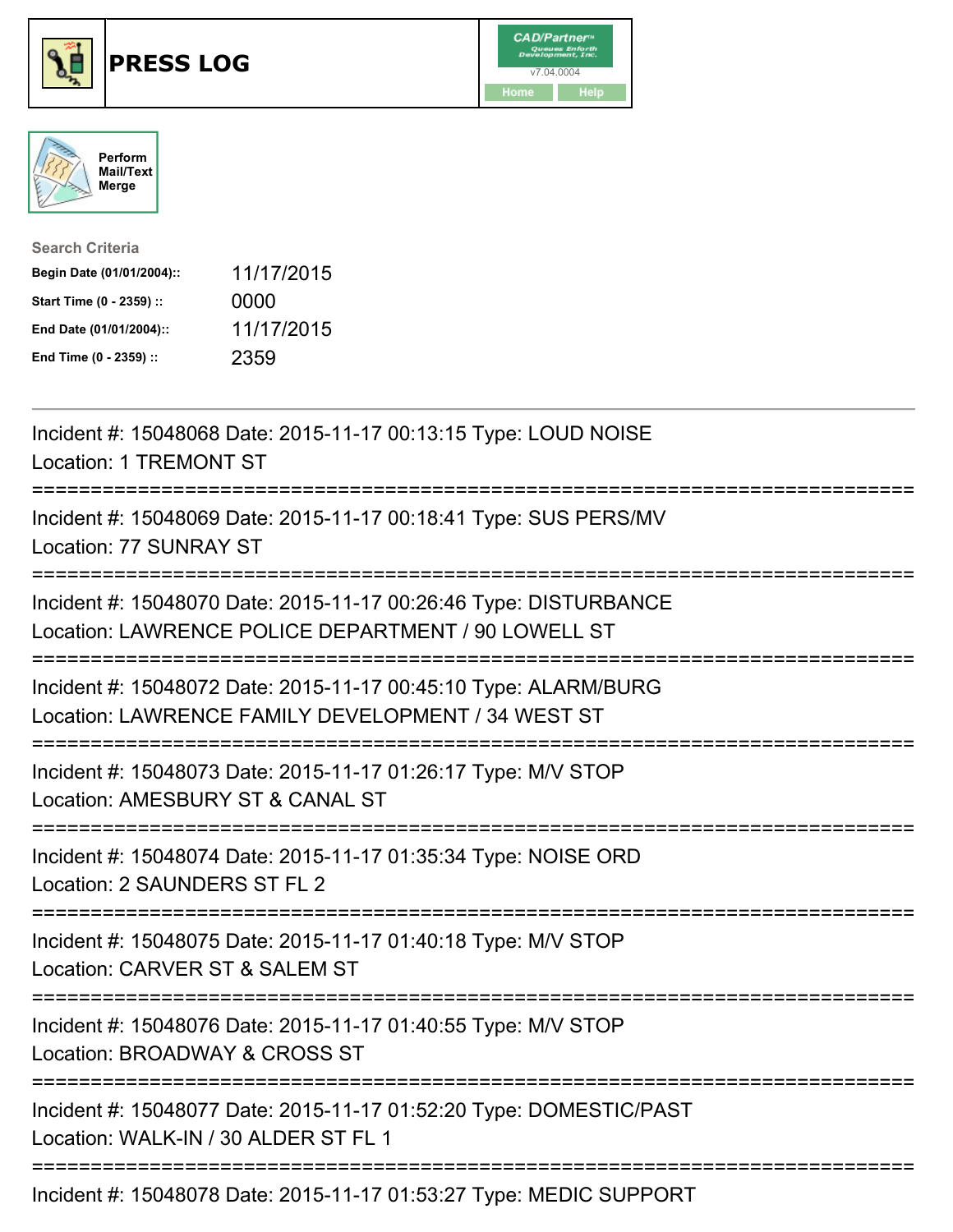# PRESS LOG

CAD/Partner
v7.04.0004
Home Help

Perform Mail/Text Merge

**Search Criteria**

| | |
|---|---|
| **Begin Date (01/01/2004)::** | 11/17/2015 |
| **Start Time (0 - 2359) ::** | 0000 |
| **End Date (01/01/2004)::** | 11/17/2015 |
| **End Time (0 - 2359) ::** | 2359 |

---

Incident #: 15048068 Date: 2015-11-17 00:13:15 Type: LOUD NOISE
Location: 1 TREMONT ST

===========================================================================

Incident #: 15048069 Date: 2015-11-17 00:18:41 Type: SUS PERS/MV
Location: 77 SUNRAY ST

===========================================================================

Incident #: 15048070 Date: 2015-11-17 00:26:46 Type: DISTURBANCE
Location: LAWRENCE POLICE DEPARTMENT / 90 LOWELL ST

===========================================================================

Incident #: 15048072 Date: 2015-11-17 00:45:10 Type: ALARM/BURG
Location: LAWRENCE FAMILY DEVELOPMENT / 34 WEST ST

===========================================================================

Incident #: 15048073 Date: 2015-11-17 01:26:17 Type: M/V STOP
Location: AMESBURY ST & CANAL ST

===========================================================================

Incident #: 15048074 Date: 2015-11-17 01:35:34 Type: NOISE ORD
Location: 2 SAUNDERS ST FL 2

===========================================================================

Incident #: 15048075 Date: 2015-11-17 01:40:18 Type: M/V STOP
Location: CARVER ST & SALEM ST

===========================================================================

Incident #: 15048076 Date: 2015-11-17 01:40:55 Type: M/V STOP
Location: BROADWAY & CROSS ST

===========================================================================

Incident #: 15048077 Date: 2015-11-17 01:52:20 Type: DOMESTIC/PAST
Location: WALK-IN / 30 ALDER ST FL 1

===========================================================================

Incident #: 15048078 Date: 2015-11-17 01:53:27 Type: MEDIC SUPPORT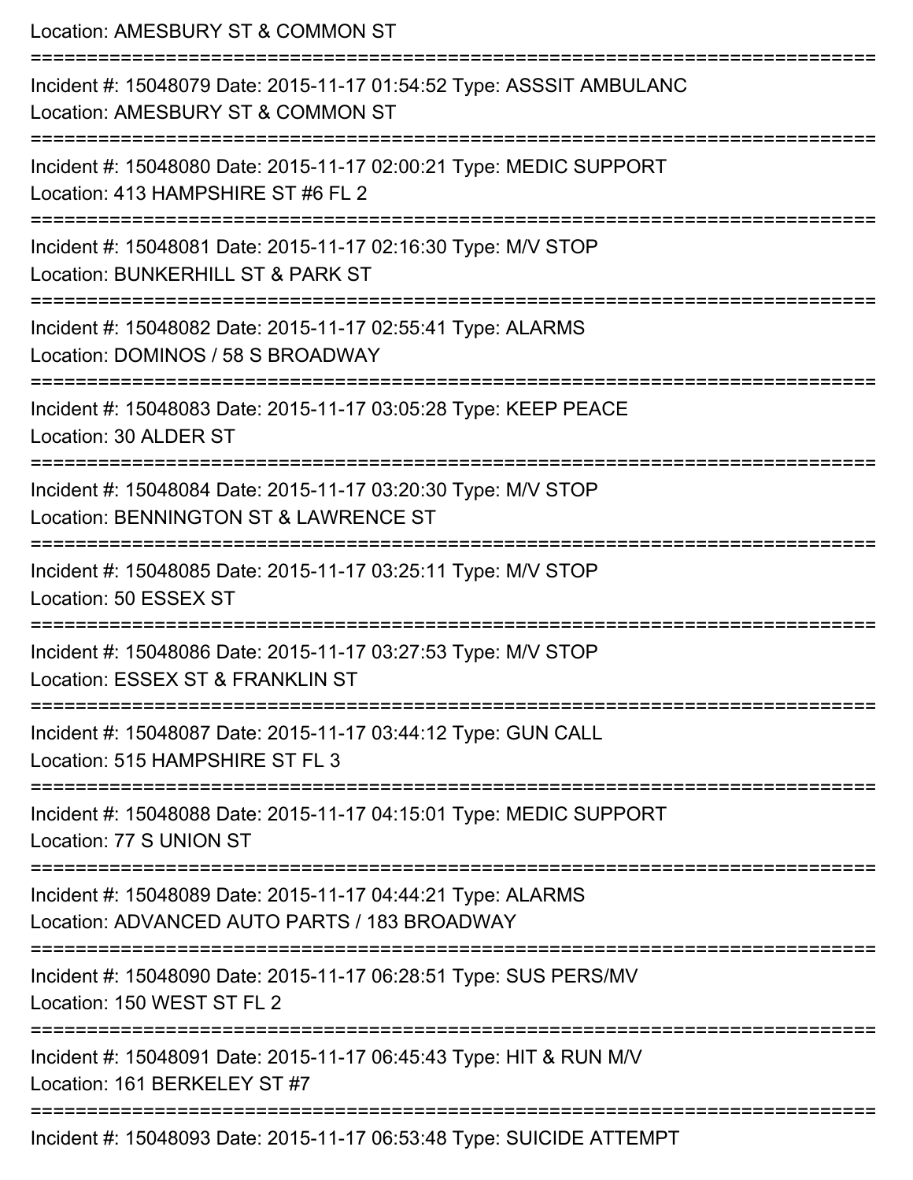Location: AMESBURY ST & COMMON ST

===========================================================================

Incident #: 15048079 Date: 2015-11-17 01:54:52 Type: ASSSIT AMBULANC
Location: AMESBURY ST & COMMON ST

===========================================================================

Incident #: 15048080 Date: 2015-11-17 02:00:21 Type: MEDIC SUPPORT
Location: 413 HAMPSHIRE ST #6 FL 2

===========================================================================

Incident #: 15048081 Date: 2015-11-17 02:16:30 Type: M/V STOP
Location: BUNKERHILL ST & PARK ST

===========================================================================

Incident #: 15048082 Date: 2015-11-17 02:55:41 Type: ALARMS
Location: DOMINOS / 58 S BROADWAY

===========================================================================

Incident #: 15048083 Date: 2015-11-17 03:05:28 Type: KEEP PEACE
Location: 30 ALDER ST

===========================================================================

Incident #: 15048084 Date: 2015-11-17 03:20:30 Type: M/V STOP
Location: BENNINGTON ST & LAWRENCE ST

===========================================================================

Incident #: 15048085 Date: 2015-11-17 03:25:11 Type: M/V STOP
Location: 50 ESSEX ST

===========================================================================

Incident #: 15048086 Date: 2015-11-17 03:27:53 Type: M/V STOP
Location: ESSEX ST & FRANKLIN ST

===========================================================================

Incident #: 15048087 Date: 2015-11-17 03:44:12 Type: GUN CALL
Location: 515 HAMPSHIRE ST FL 3

===========================================================================

Incident #: 15048088 Date: 2015-11-17 04:15:01 Type: MEDIC SUPPORT
Location: 77 S UNION ST

===========================================================================

Incident #: 15048089 Date: 2015-11-17 04:44:21 Type: ALARMS
Location: ADVANCED AUTO PARTS / 183 BROADWAY

===========================================================================

Incident #: 15048090 Date: 2015-11-17 06:28:51 Type: SUS PERS/MV
Location: 150 WEST ST FL 2

===========================================================================

Incident #: 15048091 Date: 2015-11-17 06:45:43 Type: HIT & RUN M/V
Location: 161 BERKELEY ST #7

===========================================================================

Incident #: 15048093 Date: 2015-11-17 06:53:48 Type: SUICIDE ATTEMPT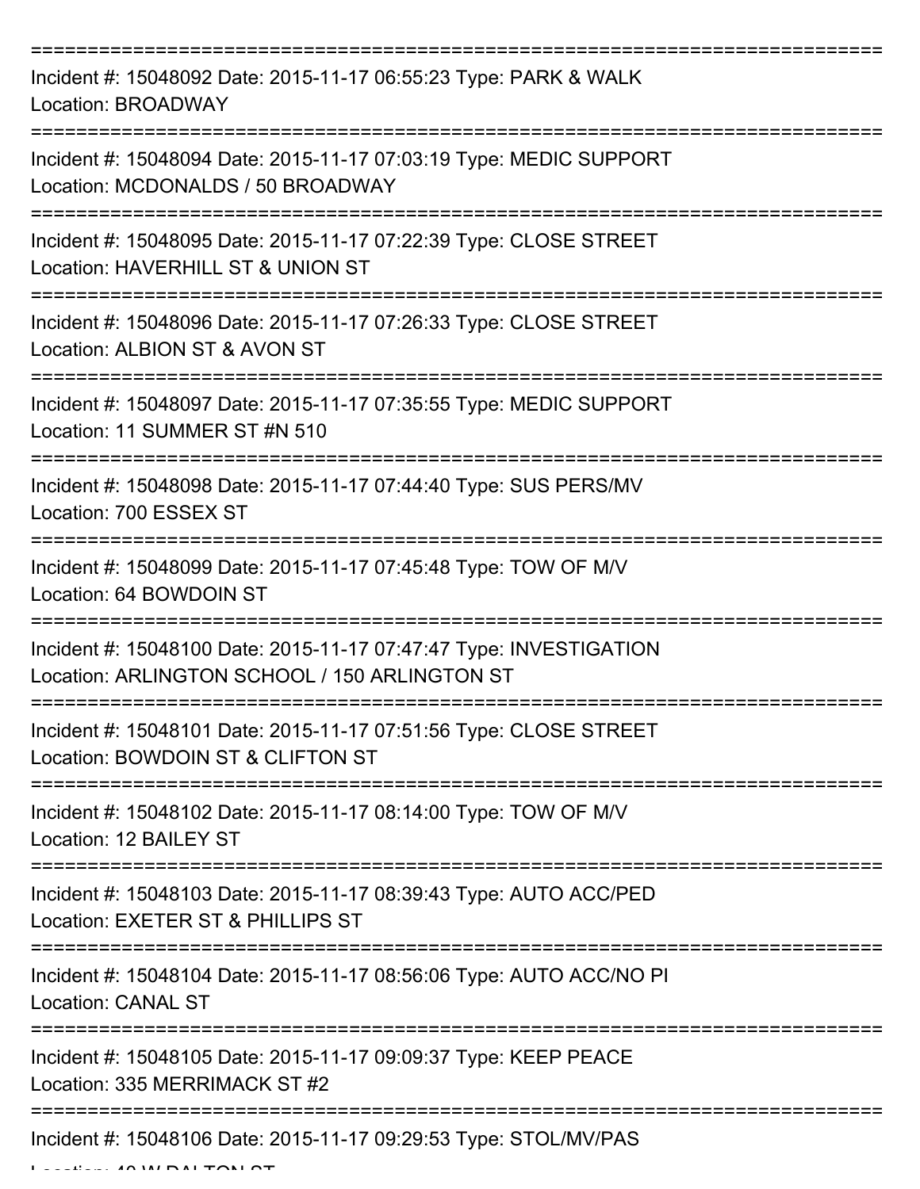===========================================================================

Incident #: 15048092 Date: 2015-11-17 06:55:23 Type: PARK & WALK
Location: BROADWAY

===========================================================================

Incident #: 15048094 Date: 2015-11-17 07:03:19 Type: MEDIC SUPPORT
Location: MCDONALDS / 50 BROADWAY

===========================================================================

Incident #: 15048095 Date: 2015-11-17 07:22:39 Type: CLOSE STREET
Location: HAVERHILL ST & UNION ST

===========================================================================

Incident #: 15048096 Date: 2015-11-17 07:26:33 Type: CLOSE STREET
Location: ALBION ST & AVON ST

===========================================================================

Incident #: 15048097 Date: 2015-11-17 07:35:55 Type: MEDIC SUPPORT
Location: 11 SUMMER ST #N 510

===========================================================================

Incident #: 15048098 Date: 2015-11-17 07:44:40 Type: SUS PERS/MV
Location: 700 ESSEX ST

===========================================================================

Incident #: 15048099 Date: 2015-11-17 07:45:48 Type: TOW OF M/V
Location: 64 BOWDOIN ST

===========================================================================

Incident #: 15048100 Date: 2015-11-17 07:47:47 Type: INVESTIGATION
Location: ARLINGTON SCHOOL / 150 ARLINGTON ST

===========================================================================

Incident #: 15048101 Date: 2015-11-17 07:51:56 Type: CLOSE STREET
Location: BOWDOIN ST & CLIFTON ST

===========================================================================

Incident #: 15048102 Date: 2015-11-17 08:14:00 Type: TOW OF M/V
Location: 12 BAILEY ST

===========================================================================

Incident #: 15048103 Date: 2015-11-17 08:39:43 Type: AUTO ACC/PED
Location: EXETER ST & PHILLIPS ST

===========================================================================

Incident #: 15048104 Date: 2015-11-17 08:56:06 Type: AUTO ACC/NO PI
Location: CANAL ST

===========================================================================

Incident #: 15048105 Date: 2015-11-17 09:09:37 Type: KEEP PEACE
Location: 335 MERRIMACK ST #2

===========================================================================

Incident #: 15048106 Date: 2015-11-17 09:29:53 Type: STOL/MV/PAS
Location: 40 W DALTON ST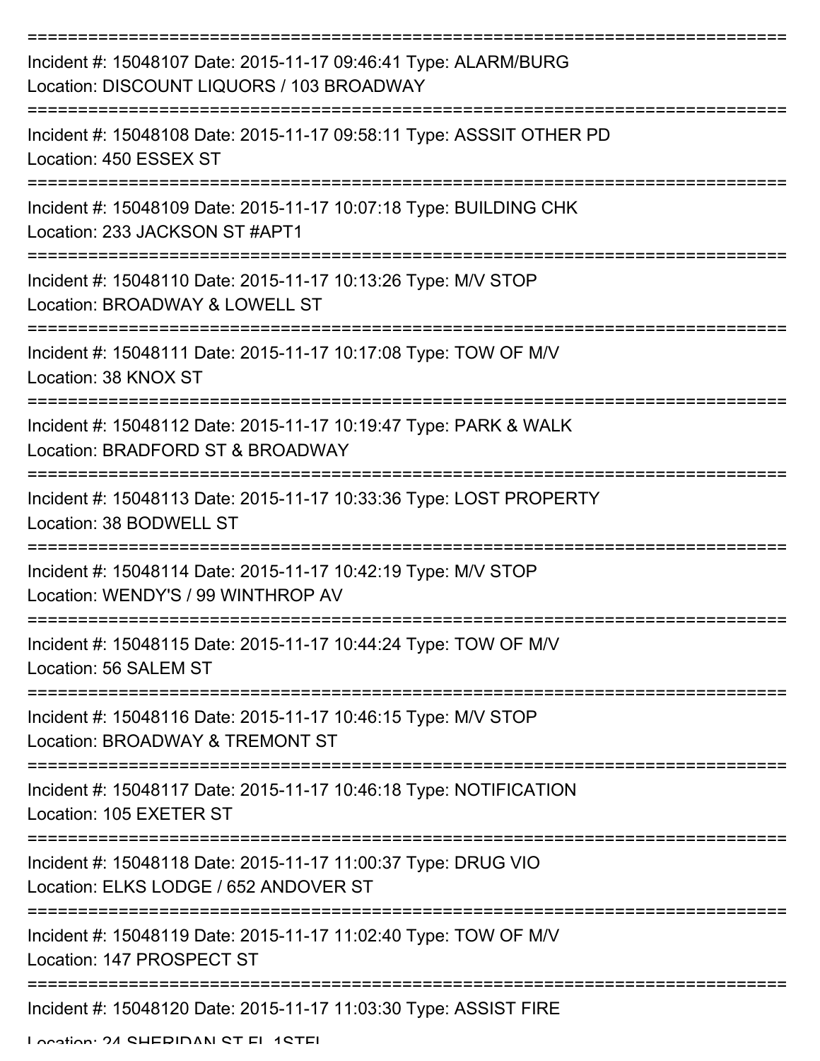===========================================================================

Incident #: 15048107 Date: 2015-11-17 09:46:41 Type: ALARM/BURG

Location: DISCOUNT LIQUORS / 103 BROADWAY

===========================================================================

Incident #: 15048108 Date: 2015-11-17 09:58:11 Type: ASSSIT OTHER PD

Location: 450 ESSEX ST

===========================================================================

Incident #: 15048109 Date: 2015-11-17 10:07:18 Type: BUILDING CHK

Location: 233 JACKSON ST #APT1

===========================================================================

Incident #: 15048110 Date: 2015-11-17 10:13:26 Type: M/V STOP

Location: BROADWAY & LOWELL ST

===========================================================================

Incident #: 15048111 Date: 2015-11-17 10:17:08 Type: TOW OF M/V

Location: 38 KNOX ST

===========================================================================

Incident #: 15048112 Date: 2015-11-17 10:19:47 Type: PARK & WALK

Location: BRADFORD ST & BROADWAY

===========================================================================

Incident #: 15048113 Date: 2015-11-17 10:33:36 Type: LOST PROPERTY

Location: 38 BODWELL ST

===========================================================================

Incident #: 15048114 Date: 2015-11-17 10:42:19 Type: M/V STOP

Location: WENDY'S / 99 WINTHROP AV

===========================================================================

Incident #: 15048115 Date: 2015-11-17 10:44:24 Type: TOW OF M/V

Location: 56 SALEM ST

===========================================================================

Incident #: 15048116 Date: 2015-11-17 10:46:15 Type: M/V STOP

Location: BROADWAY & TREMONT ST

===========================================================================

Incident #: 15048117 Date: 2015-11-17 10:46:18 Type: NOTIFICATION

Location: 105 EXETER ST

===========================================================================

Incident #: 15048118 Date: 2015-11-17 11:00:37 Type: DRUG VIO

Location: ELKS LODGE / 652 ANDOVER ST

===========================================================================

Incident #: 15048119 Date: 2015-11-17 11:02:40 Type: TOW OF M/V

Location: 147 PROSPECT ST

===========================================================================

Incident #: 15048120 Date: 2015-11-17 11:03:30 Type: ASSIST FIRE

Location: 24 SHERIDAN ST FL 1STFL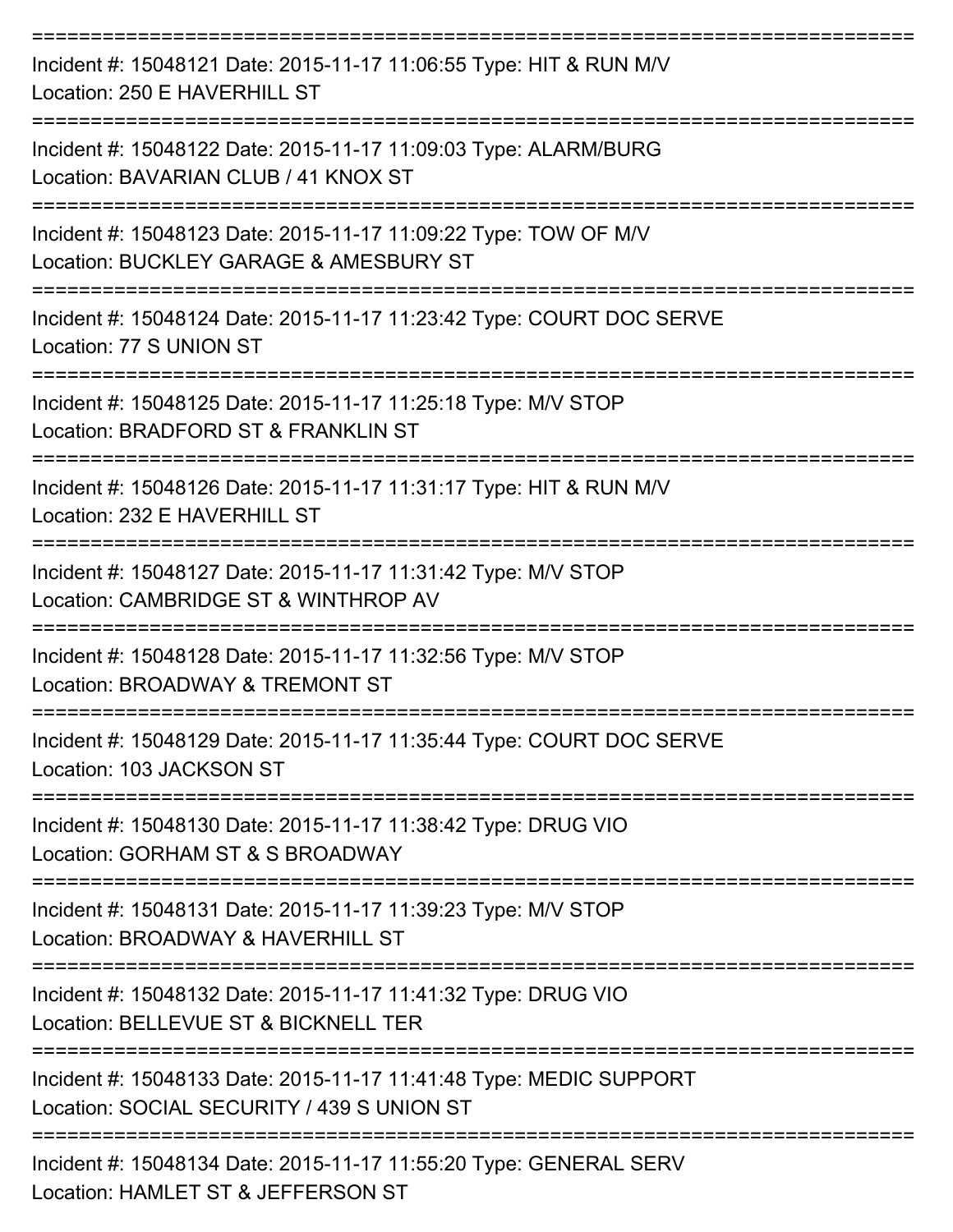===========================================================================

Incident #: 15048121 Date: 2015-11-17 11:06:55 Type: HIT & RUN M/V
Location: 250 E HAVERHILL ST

===========================================================================

Incident #: 15048122 Date: 2015-11-17 11:09:03 Type: ALARM/BURG
Location: BAVARIAN CLUB / 41 KNOX ST

===========================================================================

Incident #: 15048123 Date: 2015-11-17 11:09:22 Type: TOW OF M/V
Location: BUCKLEY GARAGE & AMESBURY ST

===========================================================================

Incident #: 15048124 Date: 2015-11-17 11:23:42 Type: COURT DOC SERVE
Location: 77 S UNION ST

===========================================================================

Incident #: 15048125 Date: 2015-11-17 11:25:18 Type: M/V STOP
Location: BRADFORD ST & FRANKLIN ST

===========================================================================

Incident #: 15048126 Date: 2015-11-17 11:31:17 Type: HIT & RUN M/V
Location: 232 E HAVERHILL ST

===========================================================================

Incident #: 15048127 Date: 2015-11-17 11:31:42 Type: M/V STOP
Location: CAMBRIDGE ST & WINTHROP AV

===========================================================================

Incident #: 15048128 Date: 2015-11-17 11:32:56 Type: M/V STOP
Location: BROADWAY & TREMONT ST

===========================================================================

Incident #: 15048129 Date: 2015-11-17 11:35:44 Type: COURT DOC SERVE
Location: 103 JACKSON ST

===========================================================================

Incident #: 15048130 Date: 2015-11-17 11:38:42 Type: DRUG VIO
Location: GORHAM ST & S BROADWAY

===========================================================================

Incident #: 15048131 Date: 2015-11-17 11:39:23 Type: M/V STOP
Location: BROADWAY & HAVERHILL ST

===========================================================================

Incident #: 15048132 Date: 2015-11-17 11:41:32 Type: DRUG VIO
Location: BELLEVUE ST & BICKNELL TER

===========================================================================

Incident #: 15048133 Date: 2015-11-17 11:41:48 Type: MEDIC SUPPORT
Location: SOCIAL SECURITY / 439 S UNION ST

===========================================================================

Incident #: 15048134 Date: 2015-11-17 11:55:20 Type: GENERAL SERV
Location: HAMLET ST & JEFFERSON ST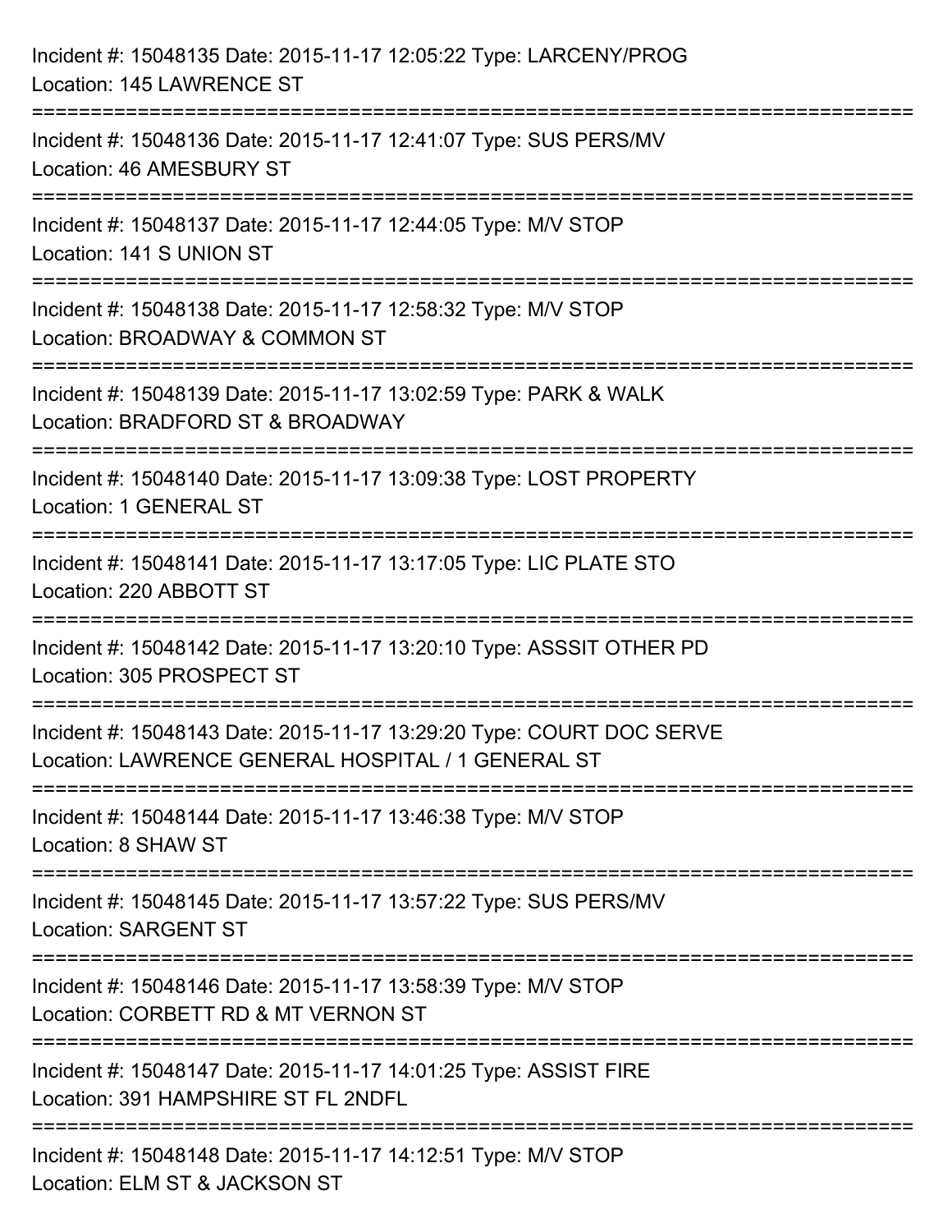Incident #: 15048135 Date: 2015-11-17 12:05:22 Type: LARCENY/PROG
Location: 145 LAWRENCE ST

===========================================================================

Incident #: 15048136 Date: 2015-11-17 12:41:07 Type: SUS PERS/MV
Location: 46 AMESBURY ST

===========================================================================

Incident #: 15048137 Date: 2015-11-17 12:44:05 Type: M/V STOP
Location: 141 S UNION ST

===========================================================================

Incident #: 15048138 Date: 2015-11-17 12:58:32 Type: M/V STOP
Location: BROADWAY & COMMON ST

===========================================================================

Incident #: 15048139 Date: 2015-11-17 13:02:59 Type: PARK & WALK
Location: BRADFORD ST & BROADWAY

===========================================================================

Incident #: 15048140 Date: 2015-11-17 13:09:38 Type: LOST PROPERTY
Location: 1 GENERAL ST

===========================================================================

Incident #: 15048141 Date: 2015-11-17 13:17:05 Type: LIC PLATE STO
Location: 220 ABBOTT ST

===========================================================================

Incident #: 15048142 Date: 2015-11-17 13:20:10 Type: ASSSIT OTHER PD
Location: 305 PROSPECT ST

===========================================================================

Incident #: 15048143 Date: 2015-11-17 13:29:20 Type: COURT DOC SERVE
Location: LAWRENCE GENERAL HOSPITAL / 1 GENERAL ST

===========================================================================

Incident #: 15048144 Date: 2015-11-17 13:46:38 Type: M/V STOP
Location: 8 SHAW ST

===========================================================================

Incident #: 15048145 Date: 2015-11-17 13:57:22 Type: SUS PERS/MV
Location: SARGENT ST

===========================================================================

Incident #: 15048146 Date: 2015-11-17 13:58:39 Type: M/V STOP
Location: CORBETT RD & MT VERNON ST

===========================================================================

Incident #: 15048147 Date: 2015-11-17 14:01:25 Type: ASSIST FIRE
Location: 391 HAMPSHIRE ST FL 2NDFL

===========================================================================

Incident #: 15048148 Date: 2015-11-17 14:12:51 Type: M/V STOP
Location: ELM ST & JACKSON ST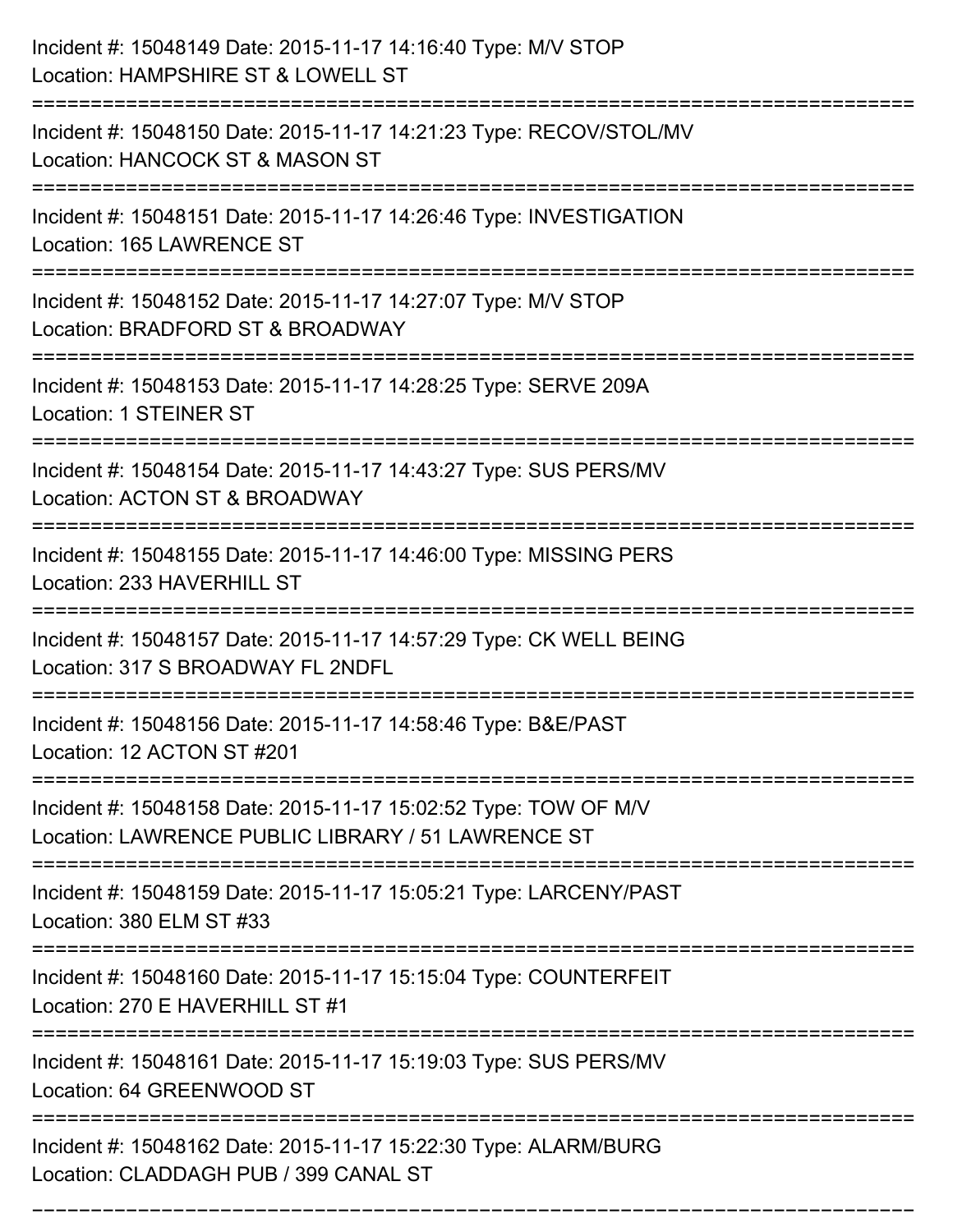Incident #: 15048149 Date: 2015-11-17 14:16:40 Type: M/V STOP
Location: HAMPSHIRE ST & LOWELL ST

===========================================================================

Incident #: 15048150 Date: 2015-11-17 14:21:23 Type: RECOV/STOL/MV
Location: HANCOCK ST & MASON ST

===========================================================================

Incident #: 15048151 Date: 2015-11-17 14:26:46 Type: INVESTIGATION
Location: 165 LAWRENCE ST

===========================================================================

Incident #: 15048152 Date: 2015-11-17 14:27:07 Type: M/V STOP
Location: BRADFORD ST & BROADWAY

===========================================================================

Incident #: 15048153 Date: 2015-11-17 14:28:25 Type: SERVE 209A
Location: 1 STEINER ST

===========================================================================

Incident #: 15048154 Date: 2015-11-17 14:43:27 Type: SUS PERS/MV
Location: ACTON ST & BROADWAY

===========================================================================

Incident #: 15048155 Date: 2015-11-17 14:46:00 Type: MISSING PERS
Location: 233 HAVERHILL ST

===========================================================================

Incident #: 15048157 Date: 2015-11-17 14:57:29 Type: CK WELL BEING
Location: 317 S BROADWAY FL 2NDFL

===========================================================================

Incident #: 15048156 Date: 2015-11-17 14:58:46 Type: B&E/PAST
Location: 12 ACTON ST #201

===========================================================================

Incident #: 15048158 Date: 2015-11-17 15:02:52 Type: TOW OF M/V
Location: LAWRENCE PUBLIC LIBRARY / 51 LAWRENCE ST

===========================================================================

Incident #: 15048159 Date: 2015-11-17 15:05:21 Type: LARCENY/PAST
Location: 380 ELM ST #33

===========================================================================

Incident #: 15048160 Date: 2015-11-17 15:15:04 Type: COUNTERFEIT
Location: 270 E HAVERHILL ST #1

===========================================================================

Incident #: 15048161 Date: 2015-11-17 15:19:03 Type: SUS PERS/MV
Location: 64 GREENWOOD ST

===========================================================================

Incident #: 15048162 Date: 2015-11-17 15:22:30 Type: ALARM/BURG
Location: CLADDAGH PUB / 399 CANAL ST

===========================================================================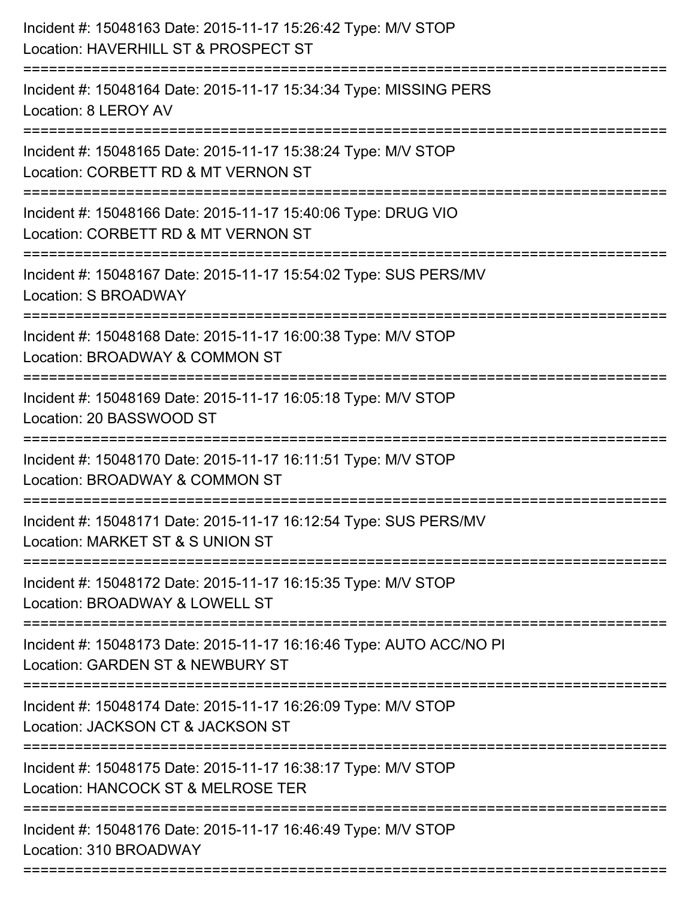Incident #: 15048163 Date: 2015-11-17 15:26:42 Type: M/V STOP
Location: HAVERHILL ST & PROSPECT ST

===========================================================================

Incident #: 15048164 Date: 2015-11-17 15:34:34 Type: MISSING PERS
Location: 8 LEROY AV

===========================================================================

Incident #: 15048165 Date: 2015-11-17 15:38:24 Type: M/V STOP
Location: CORBETT RD & MT VERNON ST

===========================================================================

Incident #: 15048166 Date: 2015-11-17 15:40:06 Type: DRUG VIO
Location: CORBETT RD & MT VERNON ST

===========================================================================

Incident #: 15048167 Date: 2015-11-17 15:54:02 Type: SUS PERS/MV
Location: S BROADWAY

===========================================================================

Incident #: 15048168 Date: 2015-11-17 16:00:38 Type: M/V STOP
Location: BROADWAY & COMMON ST

===========================================================================

Incident #: 15048169 Date: 2015-11-17 16:05:18 Type: M/V STOP
Location: 20 BASSWOOD ST

===========================================================================

Incident #: 15048170 Date: 2015-11-17 16:11:51 Type: M/V STOP
Location: BROADWAY & COMMON ST

===========================================================================

Incident #: 15048171 Date: 2015-11-17 16:12:54 Type: SUS PERS/MV
Location: MARKET ST & S UNION ST

===========================================================================

Incident #: 15048172 Date: 2015-11-17 16:15:35 Type: M/V STOP
Location: BROADWAY & LOWELL ST

===========================================================================

Incident #: 15048173 Date: 2015-11-17 16:16:46 Type: AUTO ACC/NO PI
Location: GARDEN ST & NEWBURY ST

===========================================================================

Incident #: 15048174 Date: 2015-11-17 16:26:09 Type: M/V STOP
Location: JACKSON CT & JACKSON ST

===========================================================================

Incident #: 15048175 Date: 2015-11-17 16:38:17 Type: M/V STOP
Location: HANCOCK ST & MELROSE TER

===========================================================================

Incident #: 15048176 Date: 2015-11-17 16:46:49 Type: M/V STOP
Location: 310 BROADWAY

===========================================================================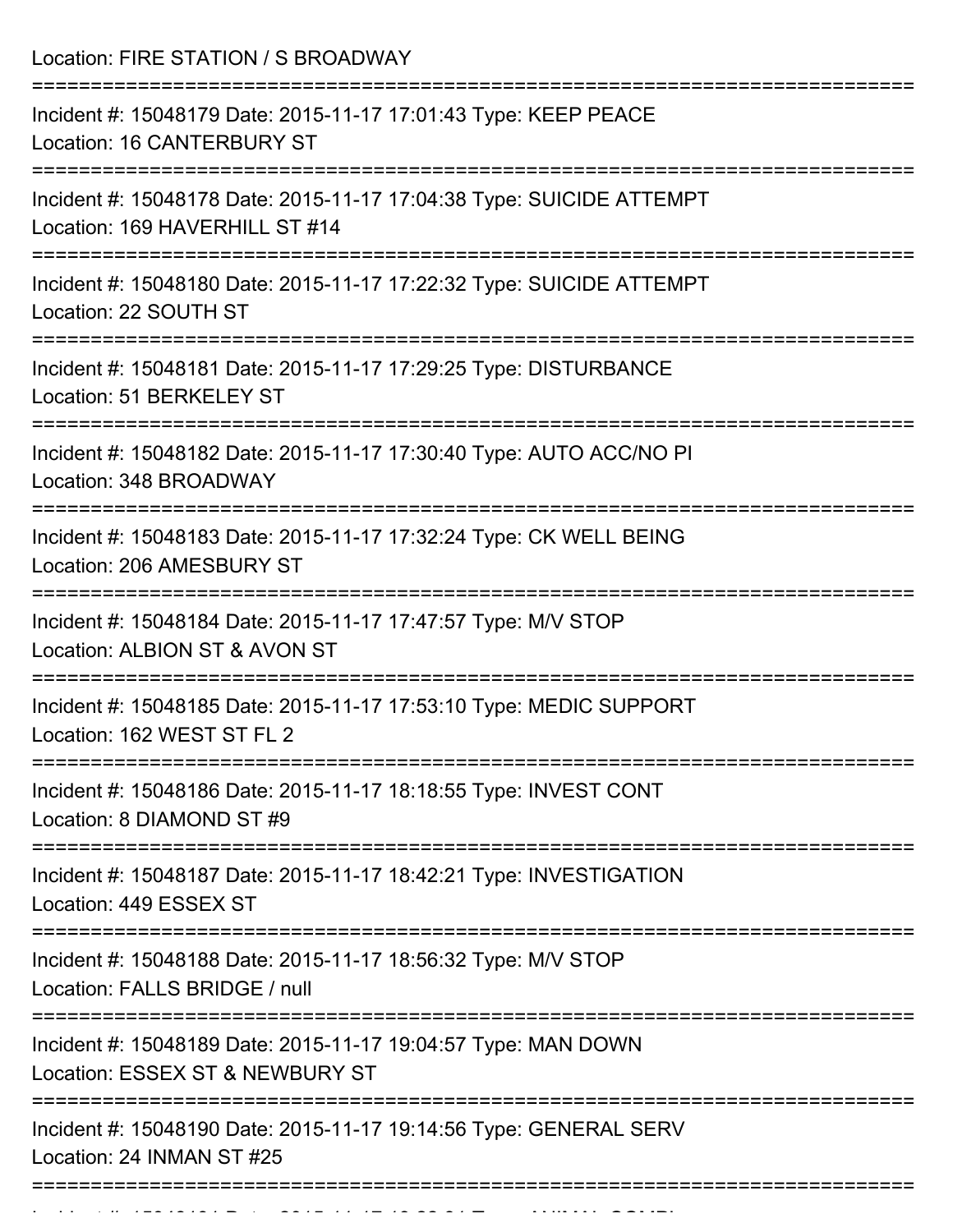Location: FIRE STATION / S BROADWAY

===========================================================================

Incident #: 15048179 Date: 2015-11-17 17:01:43 Type: KEEP PEACE
Location: 16 CANTERBURY ST

===========================================================================

Incident #: 15048178 Date: 2015-11-17 17:04:38 Type: SUICIDE ATTEMPT
Location: 169 HAVERHILL ST #14

===========================================================================

Incident #: 15048180 Date: 2015-11-17 17:22:32 Type: SUICIDE ATTEMPT
Location: 22 SOUTH ST

===========================================================================

Incident #: 15048181 Date: 2015-11-17 17:29:25 Type: DISTURBANCE
Location: 51 BERKELEY ST

===========================================================================

Incident #: 15048182 Date: 2015-11-17 17:30:40 Type: AUTO ACC/NO PI
Location: 348 BROADWAY

===========================================================================

Incident #: 15048183 Date: 2015-11-17 17:32:24 Type: CK WELL BEING
Location: 206 AMESBURY ST

===========================================================================

Incident #: 15048184 Date: 2015-11-17 17:47:57 Type: M/V STOP
Location: ALBION ST & AVON ST

===========================================================================

Incident #: 15048185 Date: 2015-11-17 17:53:10 Type: MEDIC SUPPORT
Location: 162 WEST ST FL 2

===========================================================================

Incident #: 15048186 Date: 2015-11-17 18:18:55 Type: INVEST CONT
Location: 8 DIAMOND ST #9

===========================================================================

Incident #: 15048187 Date: 2015-11-17 18:42:21 Type: INVESTIGATION
Location: 449 ESSEX ST

===========================================================================

Incident #: 15048188 Date: 2015-11-17 18:56:32 Type: M/V STOP
Location: FALLS BRIDGE / null

===========================================================================

Incident #: 15048189 Date: 2015-11-17 19:04:57 Type: MAN DOWN
Location: ESSEX ST & NEWBURY ST

===========================================================================

Incident #: 15048190 Date: 2015-11-17 19:14:56 Type: GENERAL SERV
Location: 24 INMAN ST #25

===========================================================================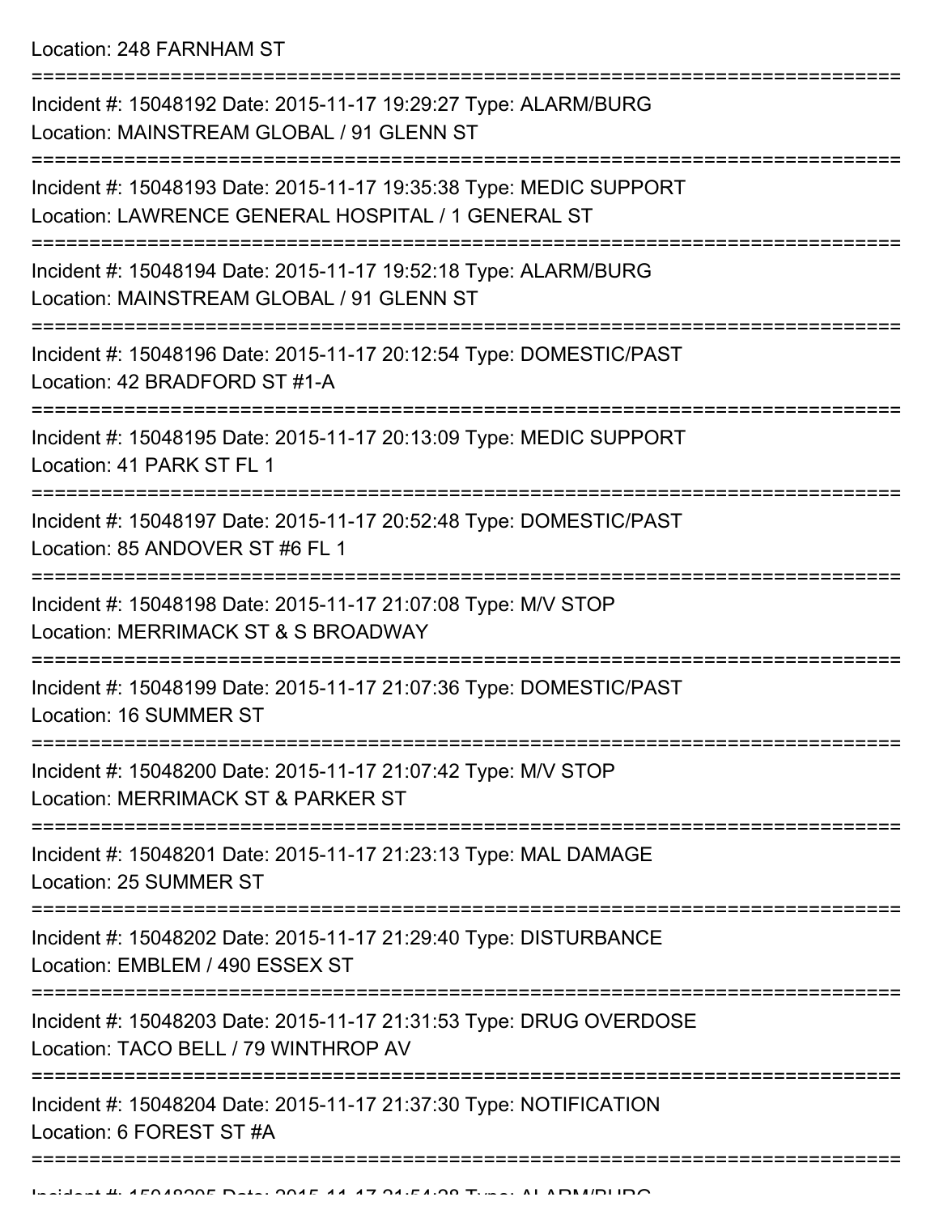Location: 248 FARNHAM ST

===========================================================================

Incident #: 15048192 Date: 2015-11-17 19:29:27 Type: ALARM/BURG
Location: MAINSTREAM GLOBAL / 91 GLENN ST

===========================================================================

Incident #: 15048193 Date: 2015-11-17 19:35:38 Type: MEDIC SUPPORT
Location: LAWRENCE GENERAL HOSPITAL / 1 GENERAL ST

===========================================================================

Incident #: 15048194 Date: 2015-11-17 19:52:18 Type: ALARM/BURG
Location: MAINSTREAM GLOBAL / 91 GLENN ST

===========================================================================

Incident #: 15048196 Date: 2015-11-17 20:12:54 Type: DOMESTIC/PAST
Location: 42 BRADFORD ST #1-A

===========================================================================

Incident #: 15048195 Date: 2015-11-17 20:13:09 Type: MEDIC SUPPORT
Location: 41 PARK ST FL 1

===========================================================================

Incident #: 15048197 Date: 2015-11-17 20:52:48 Type: DOMESTIC/PAST
Location: 85 ANDOVER ST #6 FL 1

===========================================================================

Incident #: 15048198 Date: 2015-11-17 21:07:08 Type: M/V STOP
Location: MERRIMACK ST & S BROADWAY

===========================================================================

Incident #: 15048199 Date: 2015-11-17 21:07:36 Type: DOMESTIC/PAST
Location: 16 SUMMER ST

===========================================================================

Incident #: 15048200 Date: 2015-11-17 21:07:42 Type: M/V STOP
Location: MERRIMACK ST & PARKER ST

===========================================================================

Incident #: 15048201 Date: 2015-11-17 21:23:13 Type: MAL DAMAGE
Location: 25 SUMMER ST

===========================================================================

Incident #: 15048202 Date: 2015-11-17 21:29:40 Type: DISTURBANCE
Location: EMBLEM / 490 ESSEX ST

===========================================================================

Incident #: 15048203 Date: 2015-11-17 21:31:53 Type: DRUG OVERDOSE
Location: TACO BELL / 79 WINTHROP AV

===========================================================================

Incident #: 15048204 Date: 2015-11-17 21:37:30 Type: NOTIFICATION
Location: 6 FOREST ST #A

===========================================================================

Incident #: 15048205 Date: 2015-11-17 21:54:28 Type: ALARM/BURG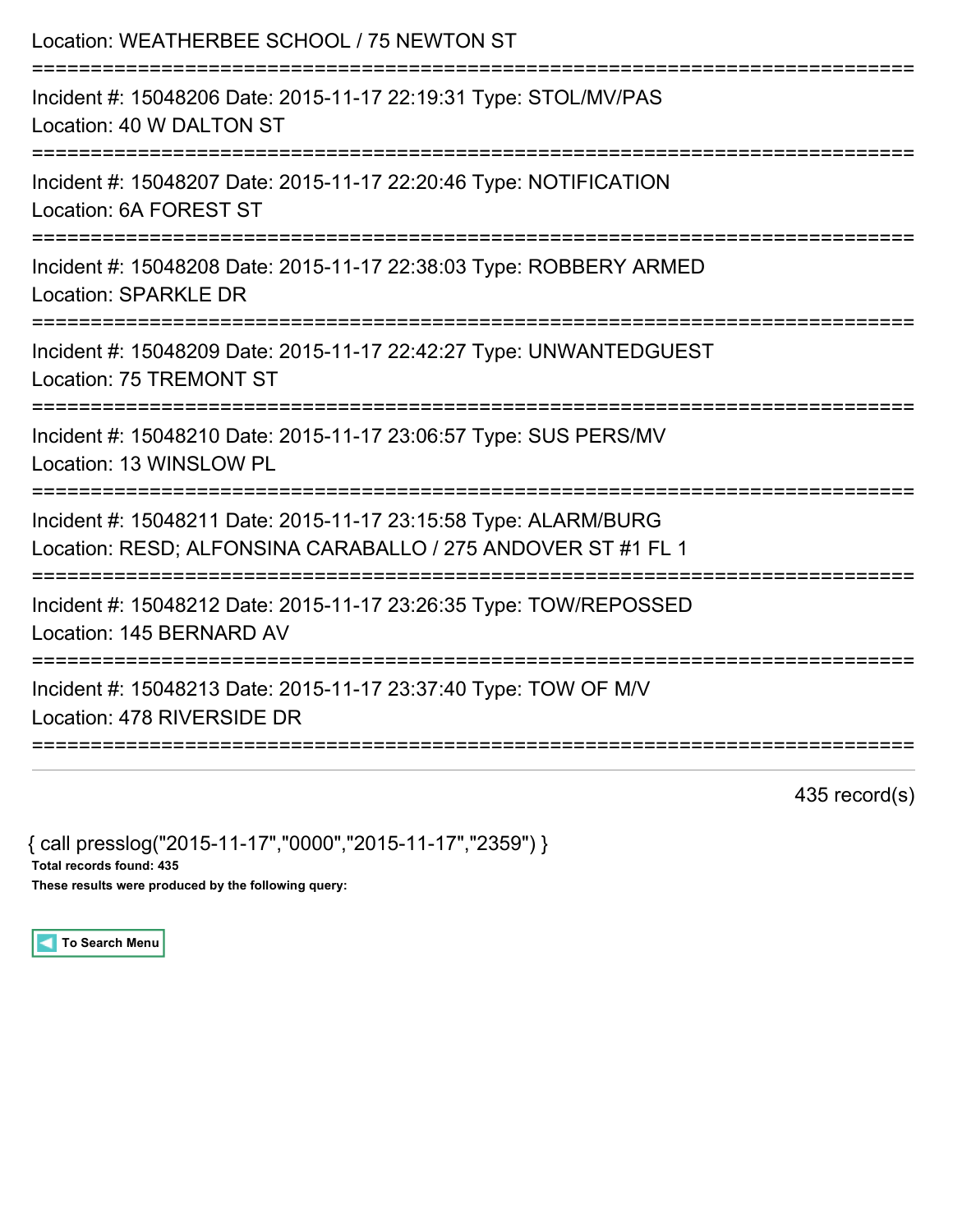Location: WEATHERBEE SCHOOL / 75 NEWTON ST

===========================================================================

Incident #: 15048206 Date: 2015-11-17 22:19:31 Type: STOL/MV/PAS
Location: 40 W DALTON ST

===========================================================================

Incident #: 15048207 Date: 2015-11-17 22:20:46 Type: NOTIFICATION
Location: 6A FOREST ST

===========================================================================

Incident #: 15048208 Date: 2015-11-17 22:38:03 Type: ROBBERY ARMED
Location: SPARKLE DR

===========================================================================

Incident #: 15048209 Date: 2015-11-17 22:42:27 Type: UNWANTEDGUEST
Location: 75 TREMONT ST

===========================================================================

Incident #: 15048210 Date: 2015-11-17 23:06:57 Type: SUS PERS/MV
Location: 13 WINSLOW PL

===========================================================================

Incident #: 15048211 Date: 2015-11-17 23:15:58 Type: ALARM/BURG
Location: RESD; ALFONSINA CARABALLO / 275 ANDOVER ST #1 FL 1

===========================================================================

Incident #: 15048212 Date: 2015-11-17 23:26:35 Type: TOW/REPOSSED
Location: 145 BERNARD AV

===========================================================================

Incident #: 15048213 Date: 2015-11-17 23:37:40 Type: TOW OF M/V
Location: 478 RIVERSIDE DR

===========================================================================

435 record(s)

{ call presslog("2015-11-17","0000","2015-11-17","2359") }

**Total records found: 435**

**These results were produced by the following query:**

To Search Menu